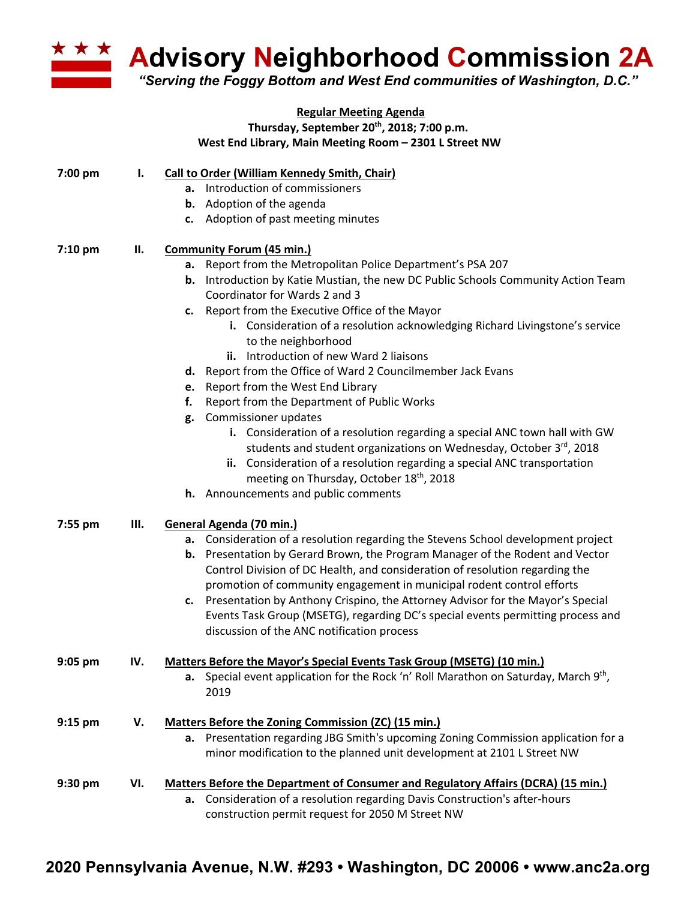# Advisory Neighborhood Commission 2A

*"Serving the Foggy Bottom and West End communities of Washington, D.C."*

**Regular Meeting Agenda**
**Thursday, September 20th, 2018; 7:00 p.m.**
**West End Library, Main Meeting Room – 2301 L Street NW**

**7:00 pm** **I.** **Call to Order (William Kennedy Smith, Chair)**

- **a.** Introduction of commissioners
- **b.** Adoption of the agenda
- **c.** Adoption of past meeting minutes

**7:10 pm** **II.** **Community Forum (45 min.)**

- **a.** Report from the Metropolitan Police Department's PSA 207
- **b.** Introduction by Katie Mustian, the new DC Public Schools Community Action Team Coordinator for Wards 2 and 3
- **c.** Report from the Executive Office of the Mayor
  - **i.** Consideration of a resolution acknowledging Richard Livingstone's service to the neighborhood
  - **ii.** Introduction of new Ward 2 liaisons
- **d.** Report from the Office of Ward 2 Councilmember Jack Evans
- **e.** Report from the West End Library
- **f.** Report from the Department of Public Works
- **g.** Commissioner updates
  - **i.** Consideration of a resolution regarding a special ANC town hall with GW students and student organizations on Wednesday, October 3rd, 2018
  - **ii.** Consideration of a resolution regarding a special ANC transportation meeting on Thursday, October 18th, 2018
- **h.** Announcements and public comments

**7:55 pm** **III.** **General Agenda (70 min.)**

- **a.** Consideration of a resolution regarding the Stevens School development project
- **b.** Presentation by Gerard Brown, the Program Manager of the Rodent and Vector Control Division of DC Health, and consideration of resolution regarding the promotion of community engagement in municipal rodent control efforts
- **c.** Presentation by Anthony Crispino, the Attorney Advisor for the Mayor's Special Events Task Group (MSETG), regarding DC's special events permitting process and discussion of the ANC notification process

**9:05 pm** **IV.** **Matters Before the Mayor's Special Events Task Group (MSETG) (10 min.)**

- **a.** Special event application for the Rock 'n' Roll Marathon on Saturday, March 9th, 2019

**9:15 pm** **V.** **Matters Before the Zoning Commission (ZC) (15 min.)**

- **a.** Presentation regarding JBG Smith's upcoming Zoning Commission application for a minor modification to the planned unit development at 2101 L Street NW

**9:30 pm** **VI.** **Matters Before the Department of Consumer and Regulatory Affairs (DCRA) (15 min.)**

- **a.** Consideration of a resolution regarding Davis Construction's after-hours construction permit request for 2050 M Street NW

**2020 Pennsylvania Avenue, N.W. #293 • Washington, DC 20006 • www.anc2a.org**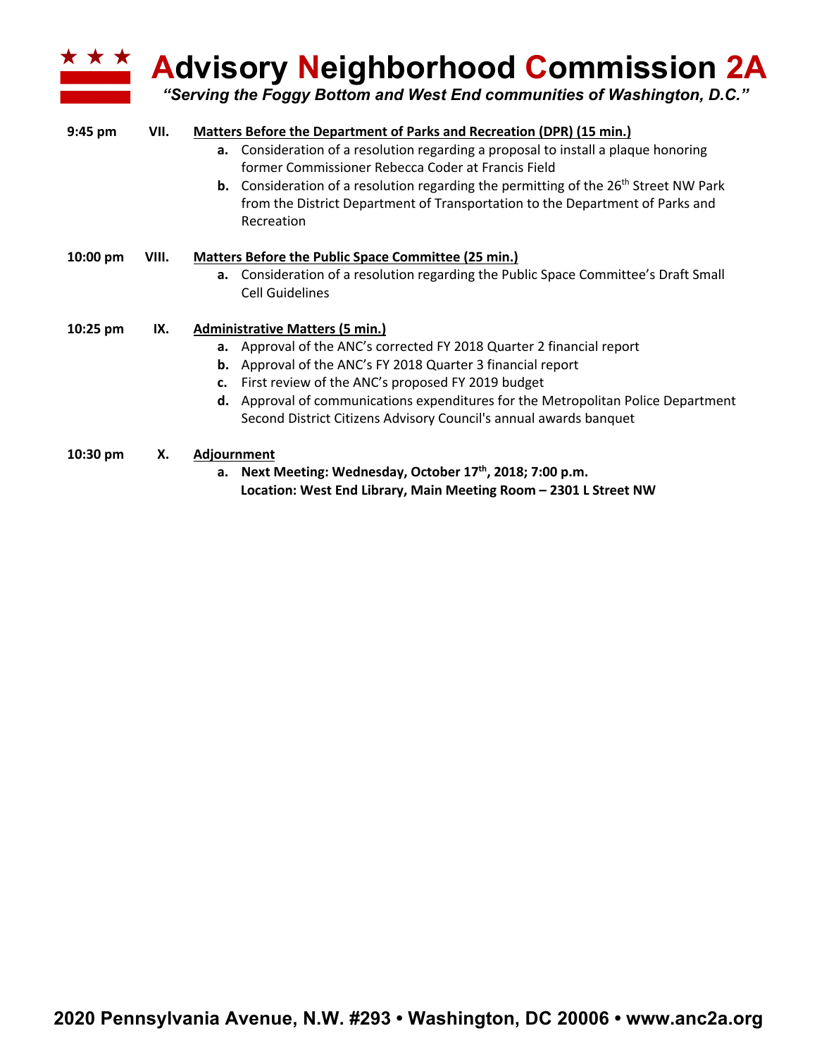# Advisory Neighborhood Commission 2A

*"Serving the Foggy Bottom and West End communities of Washington, D.C."*

**9:45 pm VII. Matters Before the Department of Parks and Recreation (DPR) (15 min.)**

- **a.** Consideration of a resolution regarding a proposal to install a plaque honoring former Commissioner Rebecca Coder at Francis Field
- **b.** Consideration of a resolution regarding the permitting of the 26th Street NW Park from the District Department of Transportation to the Department of Parks and Recreation

**10:00 pm VIII. Matters Before the Public Space Committee (25 min.)**

- **a.** Consideration of a resolution regarding the Public Space Committee's Draft Small Cell Guidelines

**10:25 pm IX. Administrative Matters (5 min.)**

- **a.** Approval of the ANC's corrected FY 2018 Quarter 2 financial report
- **b.** Approval of the ANC's FY 2018 Quarter 3 financial report
- **c.** First review of the ANC's proposed FY 2019 budget
- **d.** Approval of communications expenditures for the Metropolitan Police Department Second District Citizens Advisory Council's annual awards banquet

**10:30 pm X. Adjournment**

- **a. Next Meeting: Wednesday, October 17th, 2018; 7:00 p.m.**
  **Location: West End Library, Main Meeting Room – 2301 L Street NW**

**2020 Pennsylvania Avenue, N.W. #293 • Washington, DC 20006 • www.anc2a.org**